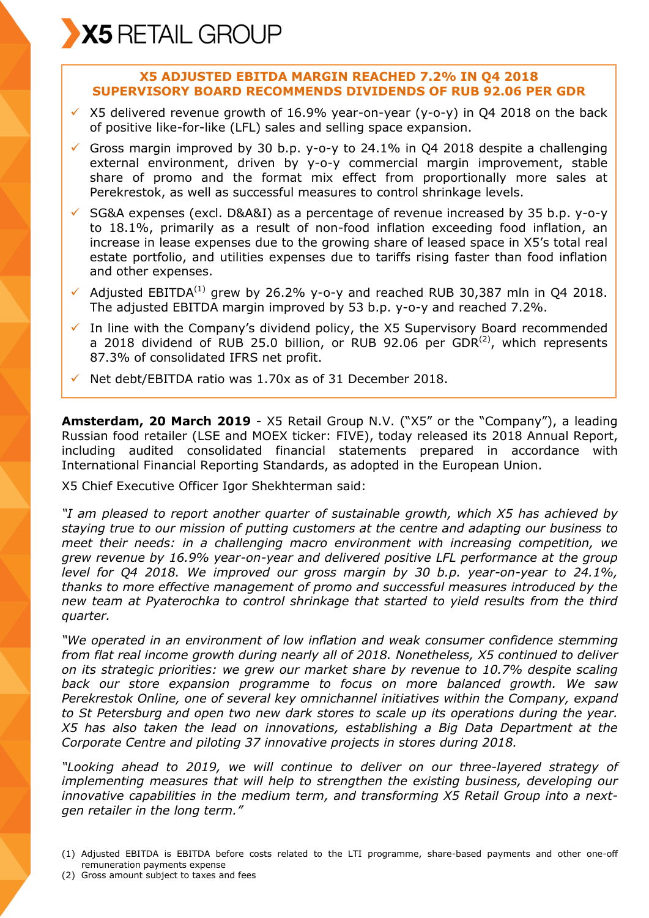# X5 RETAIL GROUP

## X5 ADJUSTED EBITDA MARGIN REACHED 7.2% IN Q4 2018
## SUPERVISORY BOARD RECOMMENDS DIVIDENDS OF RUB 92.06 PER GDR

- ✓ X5 delivered revenue growth of 16.9% year-on-year (y-o-y) in Q4 2018 on the back of positive like-for-like (LFL) sales and selling space expansion.
- ✓ Gross margin improved by 30 b.p. y-o-y to 24.1% in Q4 2018 despite a challenging external environment, driven by y-o-y commercial margin improvement, stable share of promo and the format mix effect from proportionally more sales at Perekrestok, as well as successful measures to control shrinkage levels.
- ✓ SG&A expenses (excl. D&A&I) as a percentage of revenue increased by 35 b.p. y-o-y to 18.1%, primarily as a result of non-food inflation exceeding food inflation, an increase in lease expenses due to the growing share of leased space in X5's total real estate portfolio, and utilities expenses due to tariffs rising faster than food inflation and other expenses.
- ✓ Adjusted EBITDA[1] grew by 26.2% y-o-y and reached RUB 30,387 mln in Q4 2018. The adjusted EBITDA margin improved by 53 b.p. y-o-y and reached 7.2%.
- ✓ In line with the Company's dividend policy, the X5 Supervisory Board recommended a 2018 dividend of RUB 25.0 billion, or RUB 92.06 per GDR[2], which represents 87.3% of consolidated IFRS net profit.
- ✓ Net debt/EBITDA ratio was 1.70x as of 31 December 2018.

**Amsterdam, 20 March 2019** - X5 Retail Group N.V. ("X5" or the "Company"), a leading Russian food retailer (LSE and MOEX ticker: FIVE), today released its 2018 Annual Report, including audited consolidated financial statements prepared in accordance with International Financial Reporting Standards, as adopted in the European Union.

X5 Chief Executive Officer Igor Shekhterman said:

*"I am pleased to report another quarter of sustainable growth, which X5 has achieved by staying true to our mission of putting customers at the centre and adapting our business to meet their needs: in a challenging macro environment with increasing competition, we grew revenue by 16.9% year-on-year and delivered positive LFL performance at the group level for Q4 2018. We improved our gross margin by 30 b.p. year-on-year to 24.1%, thanks to more effective management of promo and successful measures introduced by the new team at Pyaterochka to control shrinkage that started to yield results from the third quarter.*

*"We operated in an environment of low inflation and weak consumer confidence stemming from flat real income growth during nearly all of 2018. Nonetheless, X5 continued to deliver on its strategic priorities: we grew our market share by revenue to 10.7% despite scaling back our store expansion programme to focus on more balanced growth. We saw Perekrestok Online, one of several key omnichannel initiatives within the Company, expand to St Petersburg and open two new dark stores to scale up its operations during the year. X5 has also taken the lead on innovations, establishing a Big Data Department at the Corporate Centre and piloting 37 innovative projects in stores during 2018.*

*"Looking ahead to 2019, we will continue to deliver on our three-layered strategy of implementing measures that will help to strengthen the existing business, developing our innovative capabilities in the medium term, and transforming X5 Retail Group into a next-gen retailer in the long term."*

(1) Adjusted EBITDA is EBITDA before costs related to the LTI programme, share-based payments and other one-off remuneration payments expense
(2) Gross amount subject to taxes and fees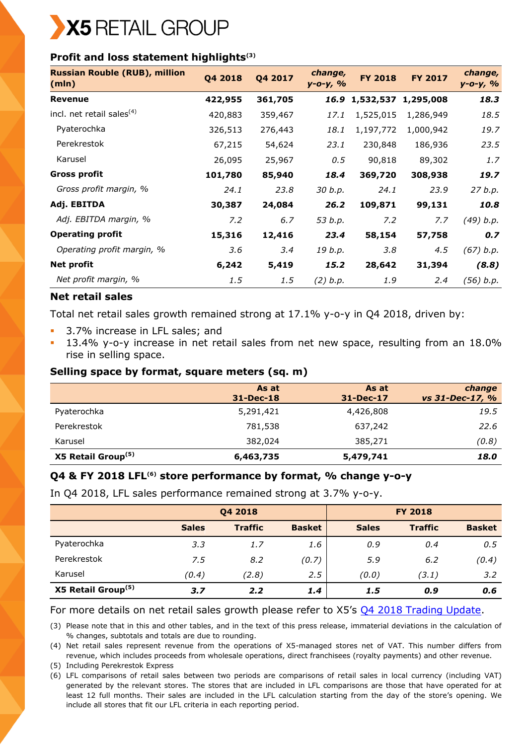# X5 RETAIL GROUP

## Profit and loss statement highlights[3]

| Russian Rouble (RUB), million (mln) | Q4 2018 | Q4 2017 | *change, y-o-y, %* | FY 2018 | FY 2017 | *change, y-o-y, %* |
|---|---|---|---|---|---|---|
| **Revenue** | **422,955** | **361,705** | ***16.9*** | **1,532,537** | **1,295,008** | ***18.3*** |
| incl. net retail sales[4] | 420,883 | 359,467 | *17.1* | 1,525,015 | 1,286,949 | *18.5* |
| Pyaterochka | 326,513 | 276,443 | *18.1* | 1,197,772 | 1,000,942 | *19.7* |
| Perekrestok | 67,215 | 54,624 | *23.1* | 230,848 | 186,936 | *23.5* |
| Karusel | 26,095 | 25,967 | *0.5* | 90,818 | 89,302 | *1.7* |
| **Gross profit** | **101,780** | **85,940** | ***18.4*** | **369,720** | **308,938** | ***19.7*** |
| *Gross profit margin, %* | *24.1* | *23.8* | *30 b.p.* | *24.1* | *23.9* | *27 b.p.* |
| **Adj. EBITDA** | **30,387** | **24,084** | ***26.2*** | **109,871** | **99,131** | ***10.8*** |
| *Adj. EBITDA margin, %* | *7.2* | *6.7* | *53 b.p.* | *7.2* | *7.7* | *(49) b.p.* |
| **Operating profit** | **15,316** | **12,416** | ***23.4*** | **58,154** | **57,758** | ***0.7*** |
| *Operating profit margin, %* | *3.6* | *3.4* | *19 b.p.* | *3.8* | *4.5* | *(67) b.p.* |
| **Net profit** | **6,242** | **5,419** | ***15.2*** | **28,642** | **31,394** | ***(8.8)*** |
| *Net profit margin, %* | *1.5* | *1.5* | *(2) b.p.* | *1.9* | *2.4* | *(56) b.p.* |

## Net retail sales

Total net retail sales growth remained strong at 17.1% y-o-y in Q4 2018, driven by:

- 3.7% increase in LFL sales; and
- 13.4% y-o-y increase in net retail sales from net new space, resulting from an 18.0% rise in selling space.

## Selling space by format, square meters (sq. m)

| | As at 31-Dec-18 | As at 31-Dec-17 | *change vs 31-Dec-17, %* |
|---|---|---|---|
| Pyaterochka | 5,291,421 | 4,426,808 | *19.5* |
| Perekrestok | 781,538 | 637,242 | *22.6* |
| Karusel | 382,024 | 385,271 | *(0.8)* |
| **X5 Retail Group[5]** | **6,463,735** | **5,479,741** | ***18.0*** |

## Q4 & FY 2018 LFL[6] store performance by format, % change y-o-y

In Q4 2018, LFL sales performance remained strong at 3.7% y-o-y.

| | Q4 2018 | | | FY 2018 | | |
|---|---|---|---|---|---|---|
| | **Sales** | **Traffic** | **Basket** | **Sales** | **Traffic** | **Basket** |
| Pyaterochka | *3.3* | *1.7* | *1.6* | *0.9* | *0.4* | *0.5* |
| Perekrestok | *7.5* | *8.2* | *(0.7)* | *5.9* | *6.2* | *(0.4)* |
| Karusel | *(0.4)* | *(2.8)* | *2.5* | *(0.0)* | *(3.1)* | *3.2* |
| **X5 Retail Group[5]** | ***3.7*** | ***2.2*** | ***1.4*** | ***1.5*** | ***0.9*** | ***0.6*** |

For more details on net retail sales growth please refer to X5's Q4 2018 Trading Update.

(3) Please note that in this and other tables, and in the text of this press release, immaterial deviations in the calculation of % changes, subtotals and totals are due to rounding.

(4) Net retail sales represent revenue from the operations of X5-managed stores net of VAT. This number differs from revenue, which includes proceeds from wholesale operations, direct franchisees (royalty payments) and other revenue.

(5) Including Perekrestok Express

(6) LFL comparisons of retail sales between two periods are comparisons of retail sales in local currency (including VAT) generated by the relevant stores. The stores that are included in LFL comparisons are those that have operated for at least 12 full months. Their sales are included in the LFL calculation starting from the day of the store's opening. We include all stores that fit our LFL criteria in each reporting period.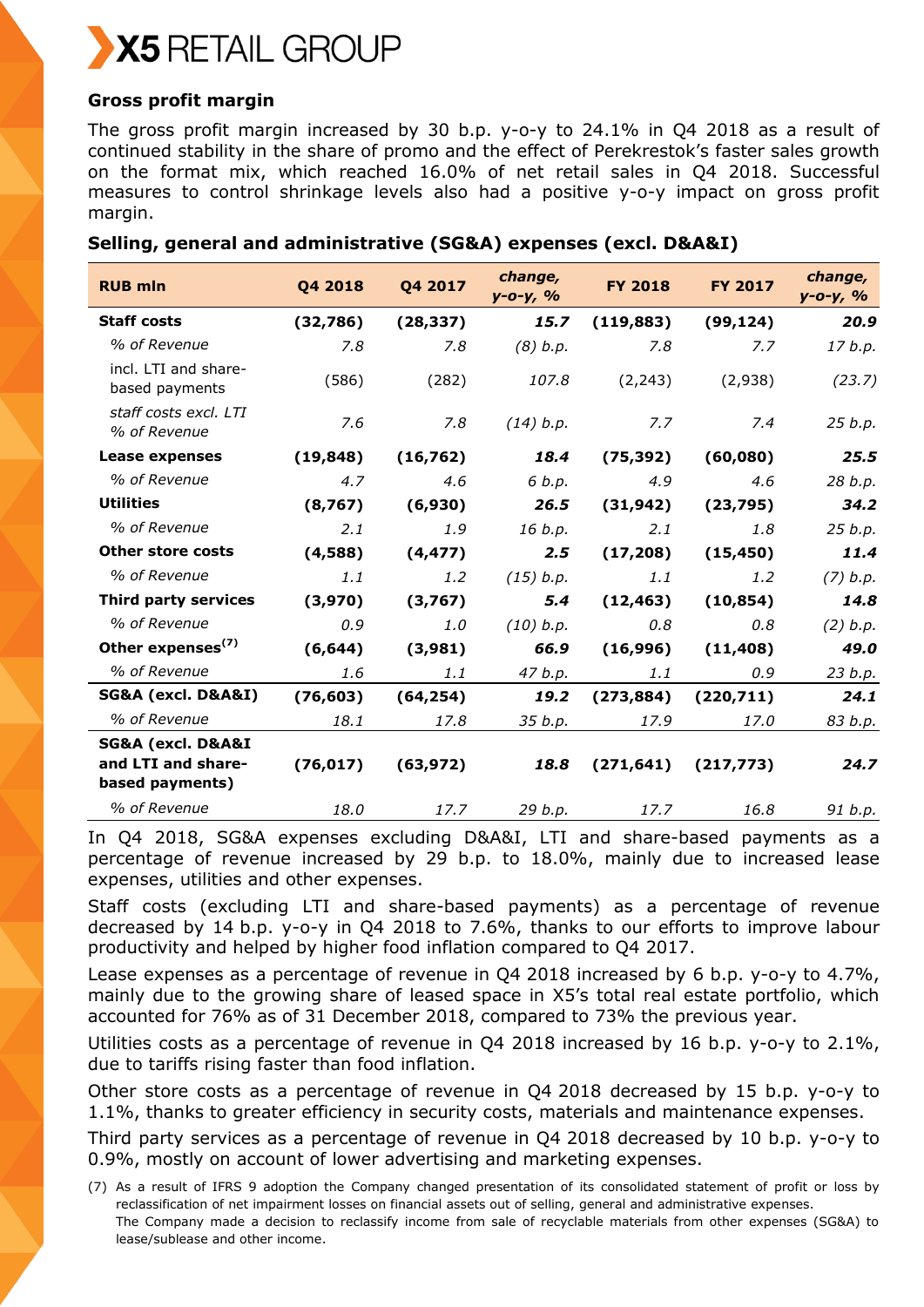### Gross profit margin

The gross profit margin increased by 30 b.p. y-o-y to 24.1% in Q4 2018 as a result of continued stability in the share of promo and the effect of Perekrestok's faster sales growth on the format mix, which reached 16.0% of net retail sales in Q4 2018. Successful measures to control shrinkage levels also had a positive y-o-y impact on gross profit margin.

### Selling, general and administrative (SG&A) expenses (excl. D&A&I)

| RUB mln | Q4 2018 | Q4 2017 | *change, y-o-y, %* | FY 2018 | FY 2017 | *change, y-o-y, %* |
|---|---|---|---|---|---|---|
| **Staff costs** | **(32,786)** | **(28,337)** | ***15.7*** | **(119,883)** | **(99,124)** | ***20.9*** |
| *% of Revenue* | *7.8* | *7.8* | *(8) b.p.* | *7.8* | *7.7* | *17 b.p.* |
| incl. LTI and share-based payments | (586) | (282) | 107.8 | (2,243) | (2,938) | *(23.7)* |
| *staff costs excl. LTI % of Revenue* | *7.6* | *7.8* | *(14) b.p.* | *7.7* | *7.4* | *25 b.p.* |
| **Lease expenses** | **(19,848)** | **(16,762)** | ***18.4*** | **(75,392)** | **(60,080)** | ***25.5*** |
| *% of Revenue* | *4.7* | *4.6* | *6 b.p.* | *4.9* | *4.6* | *28 b.p.* |
| **Utilities** | **(8,767)** | **(6,930)** | ***26.5*** | **(31,942)** | **(23,795)** | ***34.2*** |
| *% of Revenue* | *2.1* | *1.9* | *16 b.p.* | *2.1* | *1.8* | *25 b.p.* |
| **Other store costs** | **(4,588)** | **(4,477)** | ***2.5*** | **(17,208)** | **(15,450)** | ***11.4*** |
| *% of Revenue* | *1.1* | *1.2* | *(15) b.p.* | *1.1* | *1.2* | *(7) b.p.* |
| **Third party services** | **(3,970)** | **(3,767)** | ***5.4*** | **(12,463)** | **(10,854)** | ***14.8*** |
| *% of Revenue* | *0.9* | *1.0* | *(10) b.p.* | *0.8* | *0.8* | *(2) b.p.* |
| **Other expenses[7]** | **(6,644)** | **(3,981)** | ***66.9*** | **(16,996)** | **(11,408)** | ***49.0*** |
| *% of Revenue* | *1.6* | *1.1* | *47 b.p.* | *1.1* | *0.9* | *23 b.p.* |
| **SG&A (excl. D&A&I)** | **(76,603)** | **(64,254)** | ***19.2*** | **(273,884)** | **(220,711)** | ***24.1*** |
| *% of Revenue* | *18.1* | *17.8* | *35 b.p.* | *17.9* | *17.0* | *83 b.p.* |
| **SG&A (excl. D&A&I and LTI and share-based payments)** | **(76,017)** | **(63,972)** | ***18.8*** | **(271,641)** | **(217,773)** | ***24.7*** |
| *% of Revenue* | *18.0* | *17.7* | *29 b.p.* | *17.7* | *16.8* | *91 b.p.* |

In Q4 2018, SG&A expenses excluding D&A&I, LTI and share-based payments as a percentage of revenue increased by 29 b.p. to 18.0%, mainly due to increased lease expenses, utilities and other expenses.

Staff costs (excluding LTI and share-based payments) as a percentage of revenue decreased by 14 b.p. y-o-y in Q4 2018 to 7.6%, thanks to our efforts to improve labour productivity and helped by higher food inflation compared to Q4 2017.

Lease expenses as a percentage of revenue in Q4 2018 increased by 6 b.p. y-o-y to 4.7%, mainly due to the growing share of leased space in X5's total real estate portfolio, which accounted for 76% as of 31 December 2018, compared to 73% the previous year.

Utilities costs as a percentage of revenue in Q4 2018 increased by 16 b.p. y-o-y to 2.1%, due to tariffs rising faster than food inflation.

Other store costs as a percentage of revenue in Q4 2018 decreased by 15 b.p. y-o-y to 1.1%, thanks to greater efficiency in security costs, materials and maintenance expenses.

Third party services as a percentage of revenue in Q4 2018 decreased by 10 b.p. y-o-y to 0.9%, mostly on account of lower advertising and marketing expenses.

(7) As a result of IFRS 9 adoption the Company changed presentation of its consolidated statement of profit or loss by reclassification of net impairment losses on financial assets out of selling, general and administrative expenses. The Company made a decision to reclassify income from sale of recyclable materials from other expenses (SG&A) to lease/sublease and other income.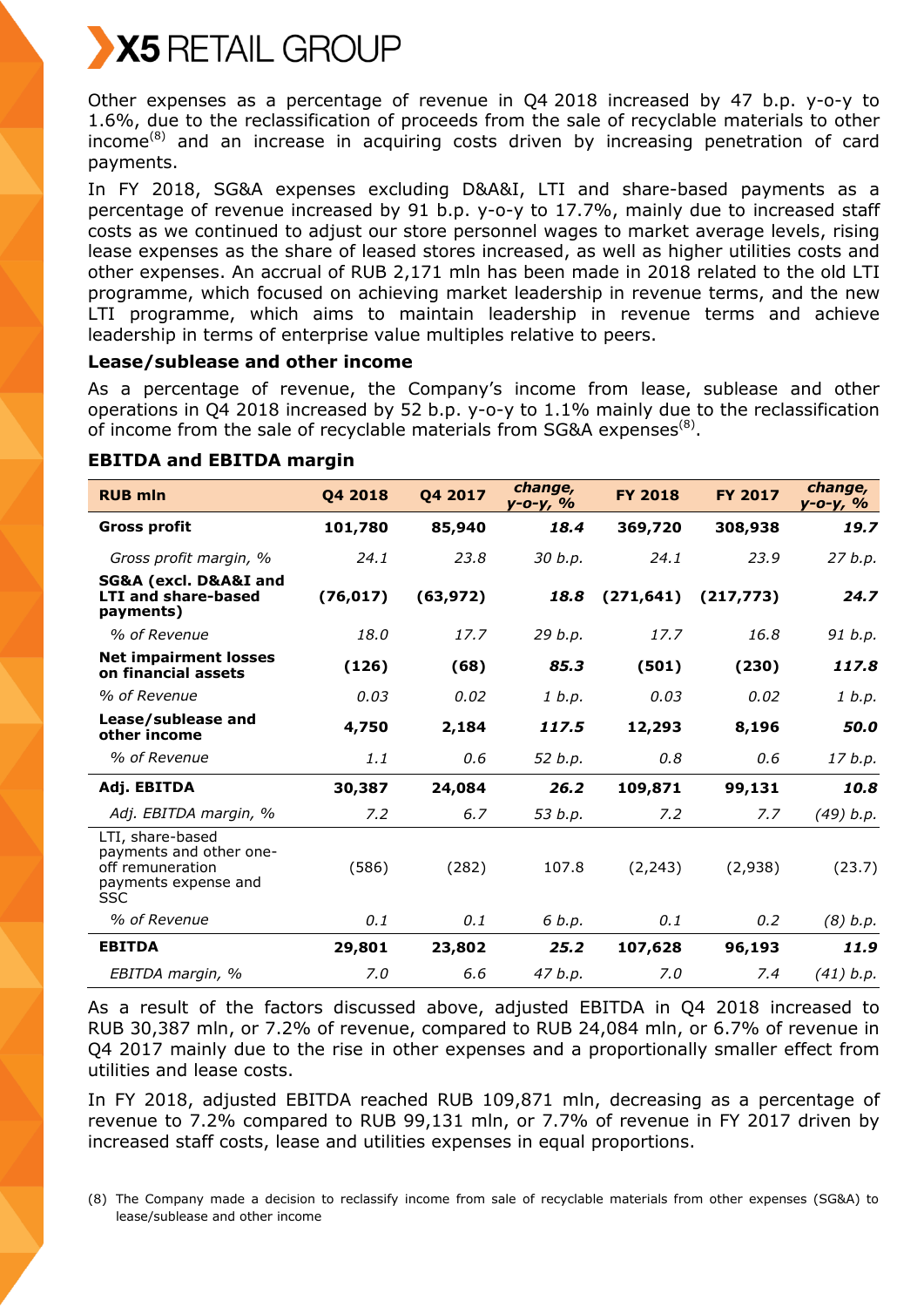Other expenses as a percentage of revenue in Q4 2018 increased by 47 b.p. y-o-y to 1.6%, due to the reclassification of proceeds from the sale of recyclable materials to other income[8] and an increase in acquiring costs driven by increasing penetration of card payments.

In FY 2018, SG&A expenses excluding D&A&I, LTI and share-based payments as a percentage of revenue increased by 91 b.p. y-o-y to 17.7%, mainly due to increased staff costs as we continued to adjust our store personnel wages to market average levels, rising lease expenses as the share of leased stores increased, as well as higher utilities costs and other expenses. An accrual of RUB 2,171 mln has been made in 2018 related to the old LTI programme, which focused on achieving market leadership in revenue terms, and the new LTI programme, which aims to maintain leadership in revenue terms and achieve leadership in terms of enterprise value multiples relative to peers.

### Lease/sublease and other income

As a percentage of revenue, the Company's income from lease, sublease and other operations in Q4 2018 increased by 52 b.p. y-o-y to 1.1% mainly due to the reclassification of income from the sale of recyclable materials from SG&A expenses[8].

### EBITDA and EBITDA margin

| RUB mln | Q4 2018 | Q4 2017 | *change, y-o-y, %* | FY 2018 | FY 2017 | *change, y-o-y, %* |
|---|---|---|---|---|---|---|
| **Gross profit** | **101,780** | **85,940** | ***18.4*** | **369,720** | **308,938** | ***19.7*** |
| *Gross profit margin, %* | *24.1* | *23.8* | *30 b.p.* | *24.1* | *23.9* | *27 b.p.* |
| **SG&A (excl. D&A&I and LTI and share-based payments)** | **(76,017)** | **(63,972)** | ***18.8*** | **(271,641)** | **(217,773)** | ***24.7*** |
| *% of Revenue* | *18.0* | *17.7* | *29 b.p.* | *17.7* | *16.8* | *91 b.p.* |
| **Net impairment losses on financial assets** | **(126)** | **(68)** | ***85.3*** | **(501)** | **(230)** | ***117.8*** |
| *% of Revenue* | *0.03* | *0.02* | *1 b.p.* | *0.03* | *0.02* | *1 b.p.* |
| **Lease/sublease and other income** | **4,750** | **2,184** | ***117.5*** | **12,293** | **8,196** | ***50.0*** |
| *% of Revenue* | *1.1* | *0.6* | *52 b.p.* | *0.8* | *0.6* | *17 b.p.* |
| **Adj. EBITDA** | **30,387** | **24,084** | ***26.2*** | **109,871** | **99,131** | ***10.8*** |
| *Adj. EBITDA margin, %* | *7.2* | *6.7* | *53 b.p.* | *7.2* | *7.7* | *(49) b.p.* |
| LTI, share-based payments and other one-off remuneration payments expense and SSC | (586) | (282) | 107.8 | (2,243) | (2,938) | (23.7) |
| *% of Revenue* | *0.1* | *0.1* | *6 b.p.* | *0.1* | *0.2* | *(8) b.p.* |
| **EBITDA** | **29,801** | **23,802** | ***25.2*** | **107,628** | **96,193** | ***11.9*** |
| *EBITDA margin, %* | *7.0* | *6.6* | *47 b.p.* | *7.0* | *7.4* | *(41) b.p.* |

As a result of the factors discussed above, adjusted EBITDA in Q4 2018 increased to RUB 30,387 mln, or 7.2% of revenue, compared to RUB 24,084 mln, or 6.7% of revenue in Q4 2017 mainly due to the rise in other expenses and a proportionally smaller effect from utilities and lease costs.

In FY 2018, adjusted EBITDA reached RUB 109,871 mln, decreasing as a percentage of revenue to 7.2% compared to RUB 99,131 mln, or 7.7% of revenue in FY 2017 driven by increased staff costs, lease and utilities expenses in equal proportions.

(8) The Company made a decision to reclassify income from sale of recyclable materials from other expenses (SG&A) to lease/sublease and other income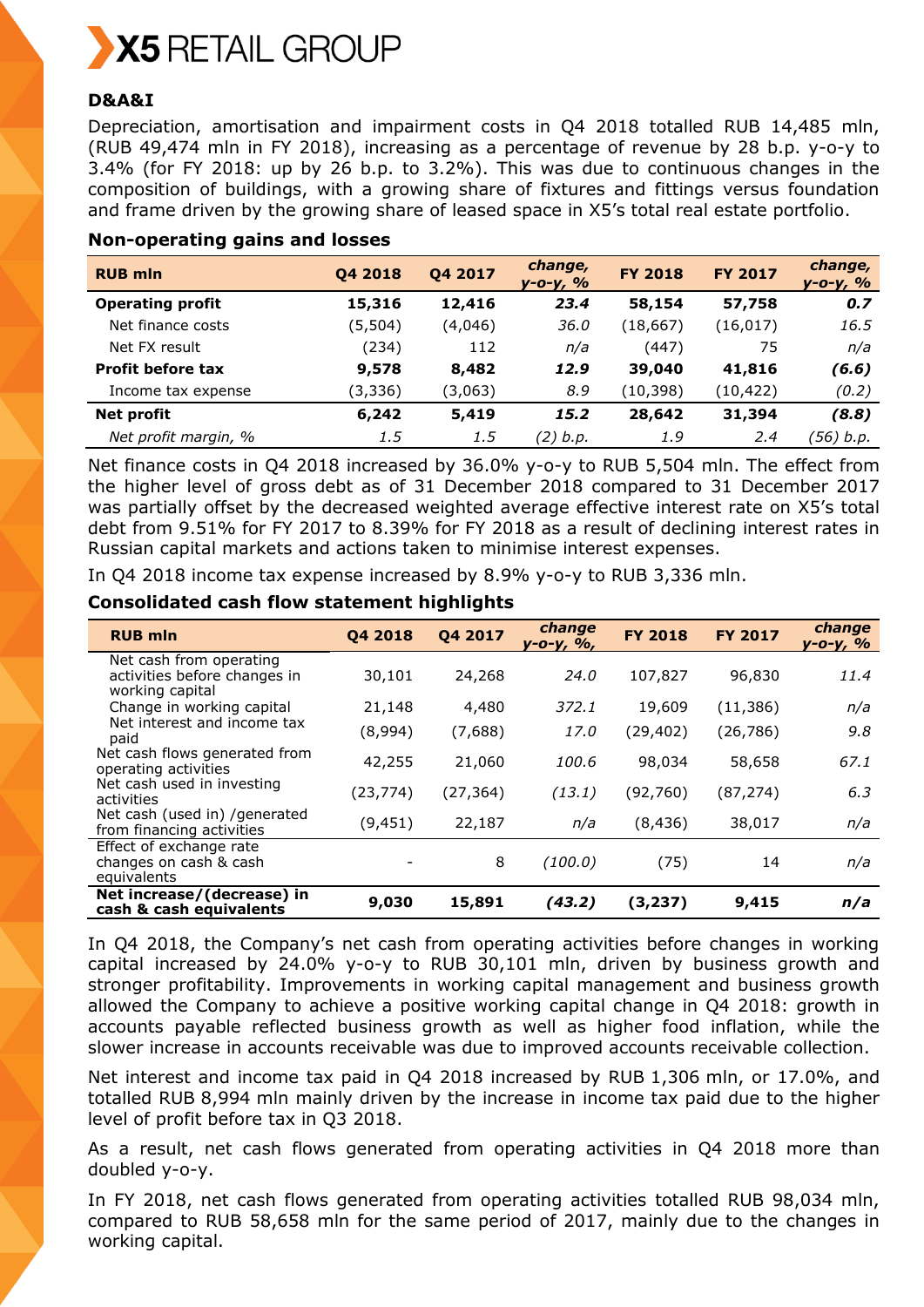### D&A&I

Depreciation, amortisation and impairment costs in Q4 2018 totalled RUB 14,485 mln, (RUB 49,474 mln in FY 2018), increasing as a percentage of revenue by 28 b.p. y-o-y to 3.4% (for FY 2018: up by 26 b.p. to 3.2%). This was due to continuous changes in the composition of buildings, with a growing share of fixtures and fittings versus foundation and frame driven by the growing share of leased space in X5's total real estate portfolio.

### Non-operating gains and losses

| RUB mln | Q4 2018 | Q4 2017 | *change, y-o-y, %* | FY 2018 | FY 2017 | *change, y-o-y, %* |
|---|---|---|---|---|---|---|
| **Operating profit** | **15,316** | **12,416** | ***23.4*** | **58,154** | **57,758** | ***0.7*** |
| Net finance costs | (5,504) | (4,046) | *36.0* | (18,667) | (16,017) | *16.5* |
| Net FX result | (234) | 112 | *n/a* | (447) | 75 | *n/a* |
| **Profit before tax** | **9,578** | **8,482** | ***12.9*** | **39,040** | **41,816** | ***(6.6)*** |
| Income tax expense | (3,336) | (3,063) | *8.9* | (10,398) | (10,422) | *(0.2)* |
| **Net profit** | **6,242** | **5,419** | ***15.2*** | **28,642** | **31,394** | ***(8.8)*** |
| *Net profit margin, %* | *1.5* | *1.5* | *(2) b.p.* | *1.9* | *2.4* | *(56) b.p.* |

Net finance costs in Q4 2018 increased by 36.0% y-o-y to RUB 5,504 mln. The effect from the higher level of gross debt as of 31 December 2018 compared to 31 December 2017 was partially offset by the decreased weighted average effective interest rate on X5's total debt from 9.51% for FY 2017 to 8.39% for FY 2018 as a result of declining interest rates in Russian capital markets and actions taken to minimise interest expenses.

In Q4 2018 income tax expense increased by 8.9% y-o-y to RUB 3,336 mln.

### Consolidated cash flow statement highlights

| RUB mln | Q4 2018 | Q4 2017 | *change y-o-y, %,* | FY 2018 | FY 2017 | *change y-o-y, %* |
|---|---|---|---|---|---|---|
| Net cash from operating activities before changes in working capital | 30,101 | 24,268 | *24.0* | 107,827 | 96,830 | *11.4* |
| Change in working capital | 21,148 | 4,480 | *372.1* | 19,609 | (11,386) | *n/a* |
| Net interest and income tax paid | (8,994) | (7,688) | *17.0* | (29,402) | (26,786) | *9.8* |
| Net cash flows generated from operating activities | 42,255 | 21,060 | *100.6* | 98,034 | 58,658 | *67.1* |
| Net cash used in investing activities | (23,774) | (27,364) | *(13.1)* | (92,760) | (87,274) | *6.3* |
| Net cash (used in) /generated from financing activities | (9,451) | 22,187 | *n/a* | (8,436) | 38,017 | *n/a* |
| Effect of exchange rate changes on cash & cash equivalents | - | 8 | *(100.0)* | (75) | 14 | *n/a* |
| **Net increase/(decrease) in cash & cash equivalents** | **9,030** | **15,891** | ***(43.2)*** | **(3,237)** | **9,415** | ***n/a*** |

In Q4 2018, the Company's net cash from operating activities before changes in working capital increased by 24.0% y-o-y to RUB 30,101 mln, driven by business growth and stronger profitability. Improvements in working capital management and business growth allowed the Company to achieve a positive working capital change in Q4 2018: growth in accounts payable reflected business growth as well as higher food inflation, while the slower increase in accounts receivable was due to improved accounts receivable collection.

Net interest and income tax paid in Q4 2018 increased by RUB 1,306 mln, or 17.0%, and totalled RUB 8,994 mln mainly driven by the increase in income tax paid due to the higher level of profit before tax in Q3 2018.

As a result, net cash flows generated from operating activities in Q4 2018 more than doubled y-o-y.

In FY 2018, net cash flows generated from operating activities totalled RUB 98,034 mln, compared to RUB 58,658 mln for the same period of 2017, mainly due to the changes in working capital.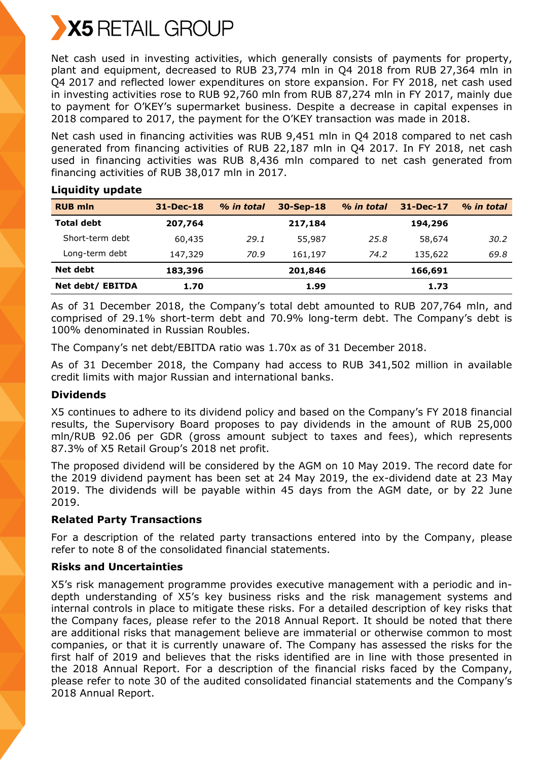Net cash used in investing activities, which generally consists of payments for property, plant and equipment, decreased to RUB 23,774 mln in Q4 2018 from RUB 27,364 mln in Q4 2017 and reflected lower expenditures on store expansion. For FY 2018, net cash used in investing activities rose to RUB 92,760 mln from RUB 87,274 mln in FY 2017, mainly due to payment for O'KEY's supermarket business. Despite a decrease in capital expenses in 2018 compared to 2017, the payment for the O'KEY transaction was made in 2018.

Net cash used in financing activities was RUB 9,451 mln in Q4 2018 compared to net cash generated from financing activities of RUB 22,187 mln in Q4 2017. In FY 2018, net cash used in financing activities was RUB 8,436 mln compared to net cash generated from financing activities of RUB 38,017 mln in 2017.

**Liquidity update**

| RUB mln | 31-Dec-18 | *% in total* | 30-Sep-18 | *% in total* | 31-Dec-17 | *% in total* |
|---|---|---|---|---|---|---|
| **Total debt** | **207,764** | | **217,184** | | **194,296** | |
| Short-term debt | 60,435 | *29.1* | 55,987 | *25.8* | 58,674 | *30.2* |
| Long-term debt | 147,329 | *70.9* | 161,197 | *74.2* | 135,622 | *69.8* |
| **Net debt** | **183,396** | | **201,846** | | **166,691** | |
| **Net debt/ EBITDA** | **1.70** | | **1.99** | | **1.73** | |

As of 31 December 2018, the Company's total debt amounted to RUB 207,764 mln, and comprised of 29.1% short-term debt and 70.9% long-term debt. The Company's debt is 100% denominated in Russian Roubles.

The Company's net debt/EBITDA ratio was 1.70x as of 31 December 2018.

As of 31 December 2018, the Company had access to RUB 341,502 million in available credit limits with major Russian and international banks.

**Dividends**

X5 continues to adhere to its dividend policy and based on the Company's FY 2018 financial results, the Supervisory Board proposes to pay dividends in the amount of RUB 25,000 mln/RUB 92.06 per GDR (gross amount subject to taxes and fees), which represents 87.3% of X5 Retail Group's 2018 net profit.

The proposed dividend will be considered by the AGM on 10 May 2019. The record date for the 2019 dividend payment has been set at 24 May 2019, the ex-dividend date at 23 May 2019. The dividends will be payable within 45 days from the AGM date, or by 22 June 2019.

**Related Party Transactions**

For a description of the related party transactions entered into by the Company, please refer to note 8 of the consolidated financial statements.

**Risks and Uncertainties**

X5's risk management programme provides executive management with a periodic and in-depth understanding of X5's key business risks and the risk management systems and internal controls in place to mitigate these risks. For a detailed description of key risks that the Company faces, please refer to the 2018 Annual Report. It should be noted that there are additional risks that management believe are immaterial or otherwise common to most companies, or that it is currently unaware of. The Company has assessed the risks for the first half of 2019 and believes that the risks identified are in line with those presented in the 2018 Annual Report. For a description of the financial risks faced by the Company, please refer to note 30 of the audited consolidated financial statements and the Company's 2018 Annual Report.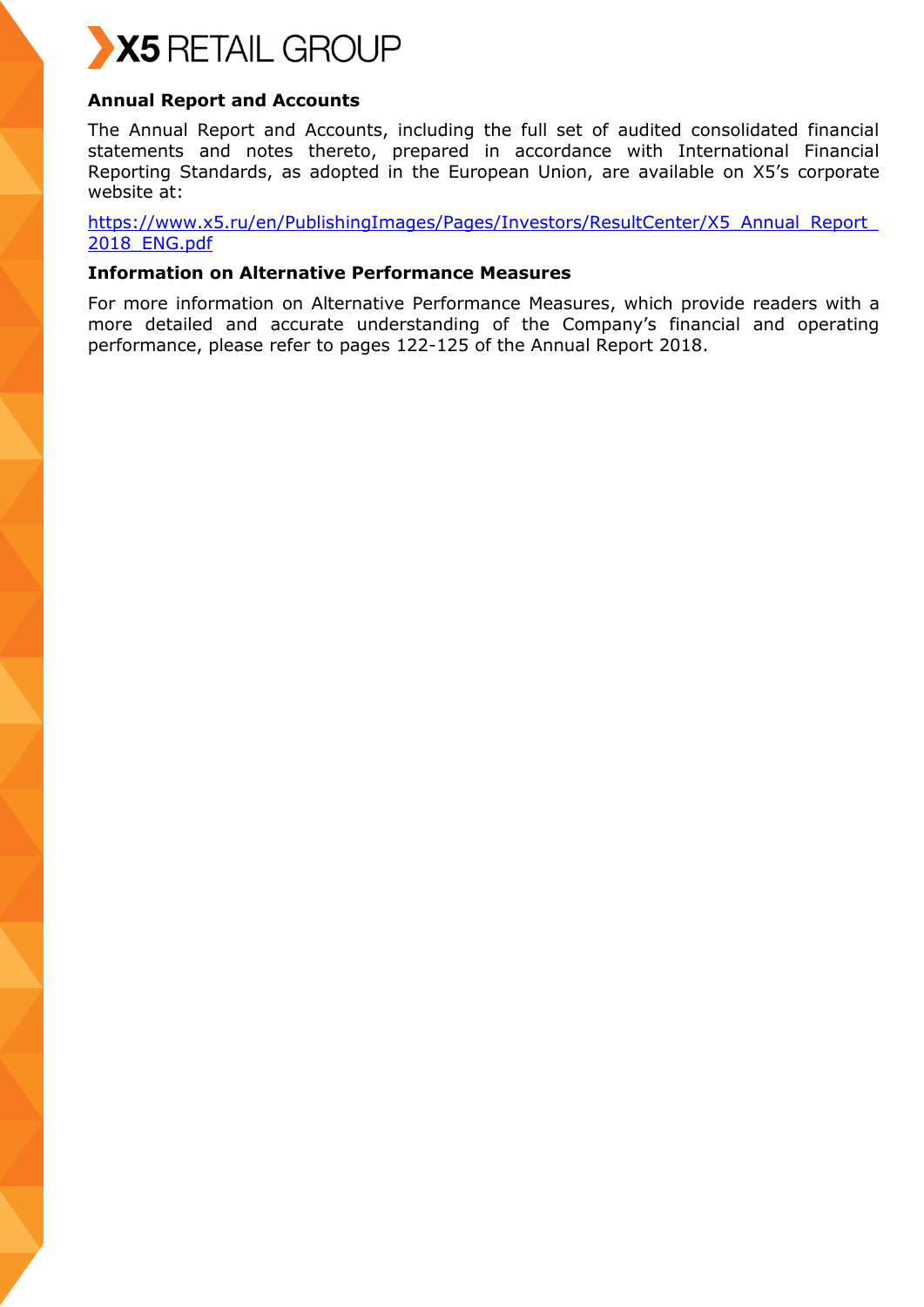**Annual Report and Accounts**

The Annual Report and Accounts, including the full set of audited consolidated financial statements and notes thereto, prepared in accordance with International Financial Reporting Standards, as adopted in the European Union, are available on X5's corporate website at:

https://www.x5.ru/en/PublishingImages/Pages/Investors/ResultCenter/X5_Annual_Report_2018_ENG.pdf

**Information on Alternative Performance Measures**

For more information on Alternative Performance Measures, which provide readers with a more detailed and accurate understanding of the Company's financial and operating performance, please refer to pages 122-125 of the Annual Report 2018.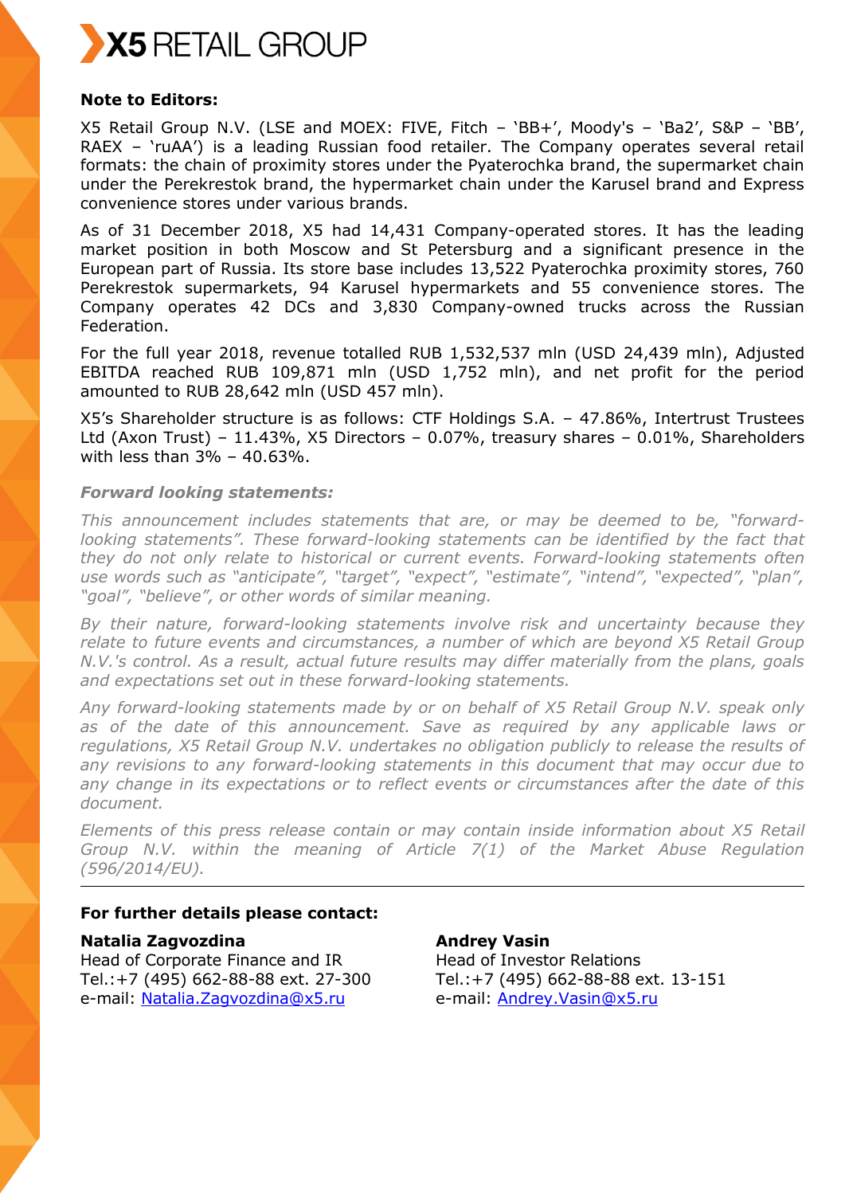**Note to Editors:**

X5 Retail Group N.V. (LSE and MOEX: FIVE, Fitch – 'BB+', Moody's – 'Ba2', S&P – 'BB', RAEX – 'ruAA') is a leading Russian food retailer. The Company operates several retail formats: the chain of proximity stores under the Pyaterochka brand, the supermarket chain under the Perekrestok brand, the hypermarket chain under the Karusel brand and Express convenience stores under various brands.

As of 31 December 2018, X5 had 14,431 Company-operated stores. It has the leading market position in both Moscow and St Petersburg and a significant presence in the European part of Russia. Its store base includes 13,522 Pyaterochka proximity stores, 760 Perekrestok supermarkets, 94 Karusel hypermarkets and 55 convenience stores. The Company operates 42 DCs and 3,830 Company-owned trucks across the Russian Federation.

For the full year 2018, revenue totalled RUB 1,532,537 mln (USD 24,439 mln), Adjusted EBITDA reached RUB 109,871 mln (USD 1,752 mln), and net profit for the period amounted to RUB 28,642 mln (USD 457 mln).

X5's Shareholder structure is as follows: CTF Holdings S.A. – 47.86%, Intertrust Trustees Ltd (Axon Trust) – 11.43%, X5 Directors – 0.07%, treasury shares – 0.01%, Shareholders with less than 3% – 40.63%.

***Forward looking statements:***

*This announcement includes statements that are, or may be deemed to be, "forward-looking statements". These forward-looking statements can be identified by the fact that they do not only relate to historical or current events. Forward-looking statements often use words such as "anticipate", "target", "expect", "estimate", "intend", "expected", "plan", "goal", "believe", or other words of similar meaning.*

*By their nature, forward-looking statements involve risk and uncertainty because they relate to future events and circumstances, a number of which are beyond X5 Retail Group N.V.'s control. As a result, actual future results may differ materially from the plans, goals and expectations set out in these forward-looking statements.*

*Any forward-looking statements made by or on behalf of X5 Retail Group N.V. speak only as of the date of this announcement. Save as required by any applicable laws or regulations, X5 Retail Group N.V. undertakes no obligation publicly to release the results of any revisions to any forward-looking statements in this document that may occur due to any change in its expectations or to reflect events or circumstances after the date of this document.*

*Elements of this press release contain or may contain inside information about X5 Retail Group N.V. within the meaning of Article 7(1) of the Market Abuse Regulation (596/2014/EU).*

---

**For further details please contact:**

**Natalia Zagvozdina**
Head of Corporate Finance and IR
Tel.:+7 (495) 662-88-88 ext. 27-300
e-mail: Natalia.Zagvozdina@x5.ru

**Andrey Vasin**
Head of Investor Relations
Tel.:+7 (495) 662-88-88 ext. 13-151
e-mail: Andrey.Vasin@x5.ru